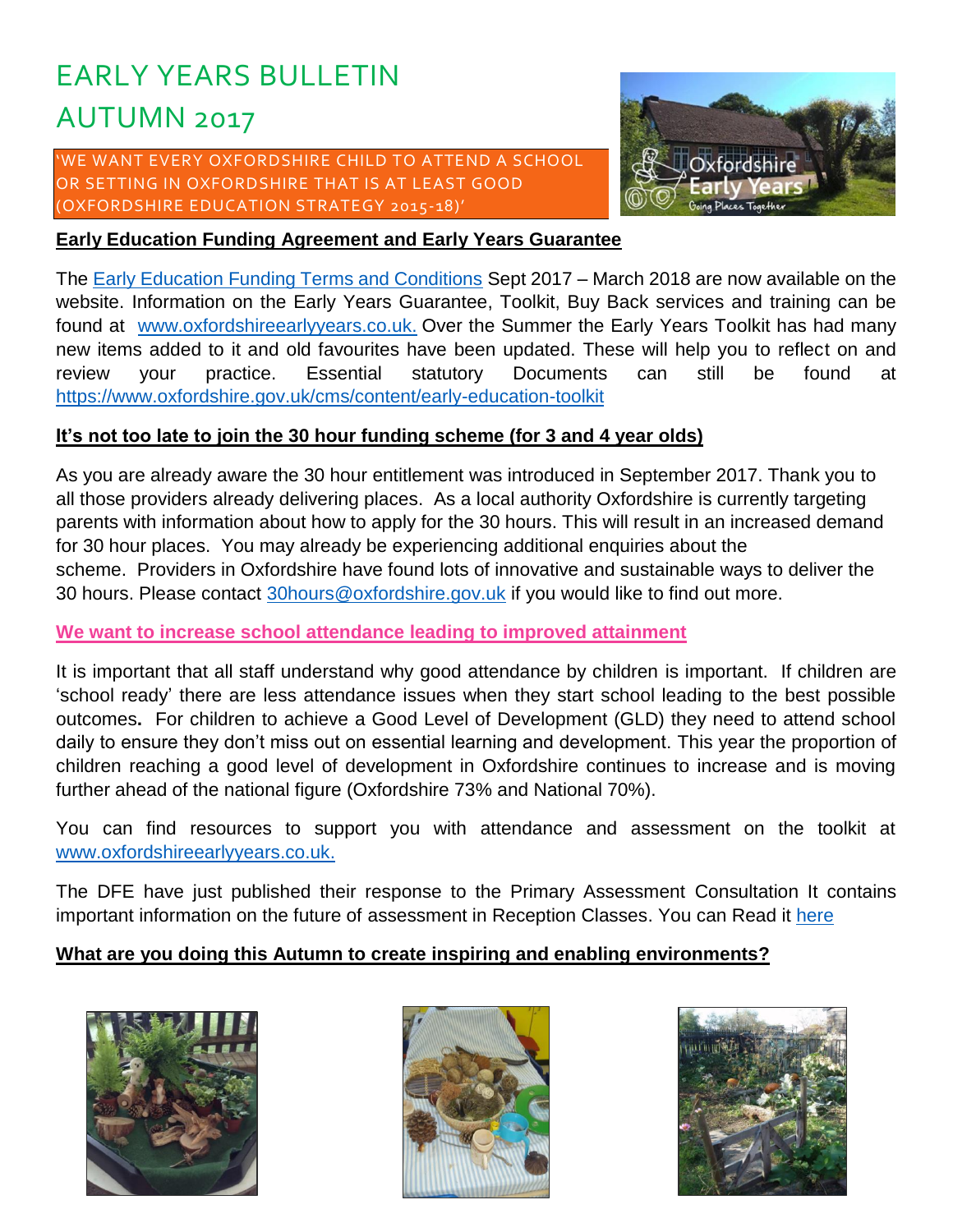# EARLY YEARS BULLETIN AUTUMN 2017

'WE WANT EVERY OXFORDSHIRE CHILD TO ATTEND A SCHOOL OR SETTING IN OXFORDSHIRE THAT IS AT LEAST GOOD (OXFORDSHIRE EDUCATION STRATEGY 2015-18)'

## Early Education Funding Agreement and Early Years Guarantee

The Early Education Funding Terms and Conditions Sept 2017 – March 2018 are now available on the website. Information on the Early Years Guarantee, Toolkit, Buy Back services and training can be found at www.oxfordshireearlyyears.co.uk. Over the Summer the Early Years Toolkit has had many new items added to it and old favourites have been updated. These will help you to reflect on and review your practice. Essential statutory Documents can still be found at https://www.oxfordshire.gov.uk/cms/content/early-education-toolkit

## It's not too late to join the 30 hour funding scheme (for 3 and 4 year olds)

As you are already aware the 30 hour entitlement was introduced in September 2017. Thank you to all those providers already delivering places. As a local authority Oxfordshire is currently targeting parents with information about how to apply for the 30 hours. This will result in an increased demand for 30 hour places. You may already be experiencing additional enquiries about the scheme. Providers in Oxfordshire have found lots of innovative and sustainable ways to deliver the 30 hours. Please contact 30hours@oxfordshire.gov.uk if you would like to find out more.

## We want to increase school attendance leading to improved attainment

It is important that all staff understand why good attendance by children is important. If children are 'school ready' there are less attendance issues when they start school leading to the best possible outcomes**.** For children to achieve a Good Level of Development (GLD) they need to attend school daily to ensure they don't miss out on essential learning and development. This year the proportion of children reaching a good level of development in Oxfordshire continues to increase and is moving further ahead of the national figure (Oxfordshire 73% and National 70%).

You can find resources to support you with attendance and assessment on the toolkit at www.oxfordshireearlyyears.co.uk.

The DFE have just published their response to the Primary Assessment Consultation It contains important information on the future of assessment in Reception Classes. You can Read it here

## What are you doing this Autumn to create inspiring and enabling environments?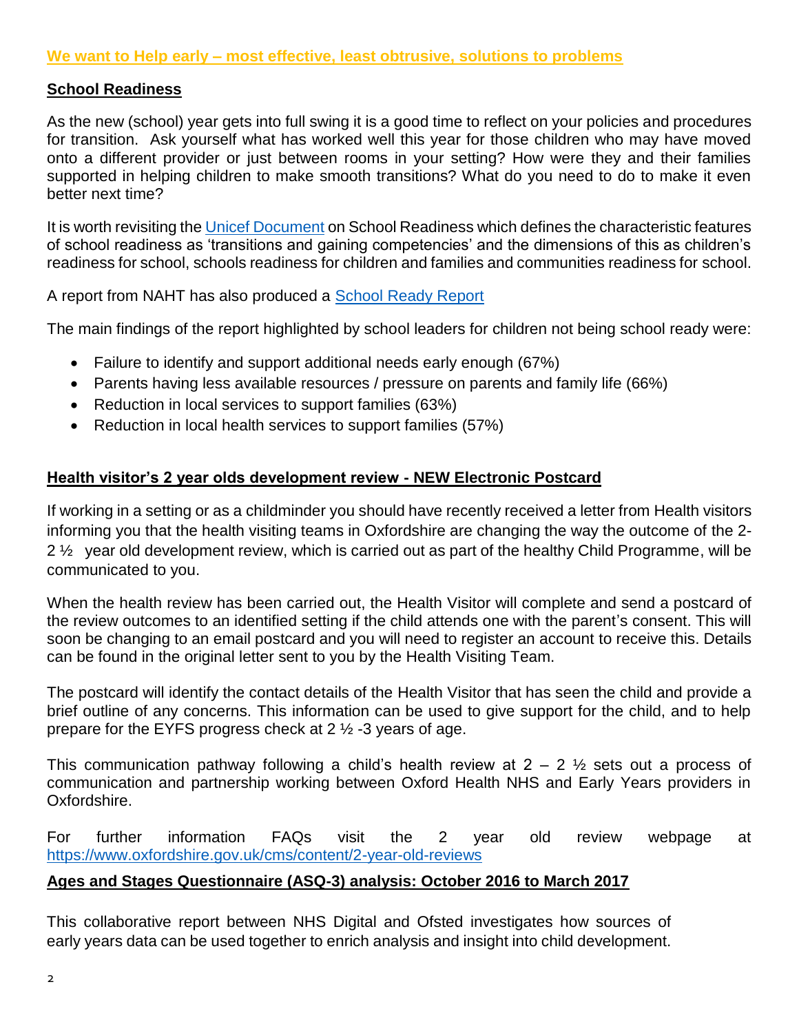**We want to Help early – most effective, least obtrusive, solutions to problems**

## School Readiness

As the new (school) year gets into full swing it is a good time to reflect on your policies and procedures for transition. Ask yourself what has worked well this year for those children who may have moved onto a different provider or just between rooms in your setting? How were they and their families supported in helping children to make smooth transitions? What do you need to do to make it even better next time?

It is worth revisiting the [Unicef Document]() on School Readiness which defines the characteristic features of school readiness as 'transitions and gaining competencies' and the dimensions of this as children's readiness for school, schools readiness for children and families and communities readiness for school.

A report from NAHT has also produced a [School Ready Report]()

The main findings of the report highlighted by school leaders for children not being school ready were:

- Failure to identify and support additional needs early enough (67%)
- Parents having less available resources / pressure on parents and family life (66%)
- Reduction in local services to support families (63%)
- Reduction in local health services to support families (57%)

## Health visitor's 2 year olds development review - NEW Electronic Postcard

If working in a setting or as a childminder you should have recently received a letter from Health visitors informing you that the health visiting teams in Oxfordshire are changing the way the outcome of the 2-2 ½ year old development review, which is carried out as part of the healthy Child Programme, will be communicated to you.

When the health review has been carried out, the Health Visitor will complete and send a postcard of the review outcomes to an identified setting if the child attends one with the parent's consent. This will soon be changing to an email postcard and you will need to register an account to receive this. Details can be found in the original letter sent to you by the Health Visiting Team.

The postcard will identify the contact details of the Health Visitor that has seen the child and provide a brief outline of any concerns. This information can be used to give support for the child, and to help prepare for the EYFS progress check at 2 ½ -3 years of age.

This communication pathway following a child's health review at 2 – 2 ½ sets out a process of communication and partnership working between Oxford Health NHS and Early Years providers in Oxfordshire.

For further information FAQs visit the 2 year old review webpage at https://www.oxfordshire.gov.uk/cms/content/2-year-old-reviews

## Ages and Stages Questionnaire (ASQ-3) analysis: October 2016 to March 2017

This collaborative report between NHS Digital and Ofsted investigates how sources of early years data can be used together to enrich analysis and insight into child development.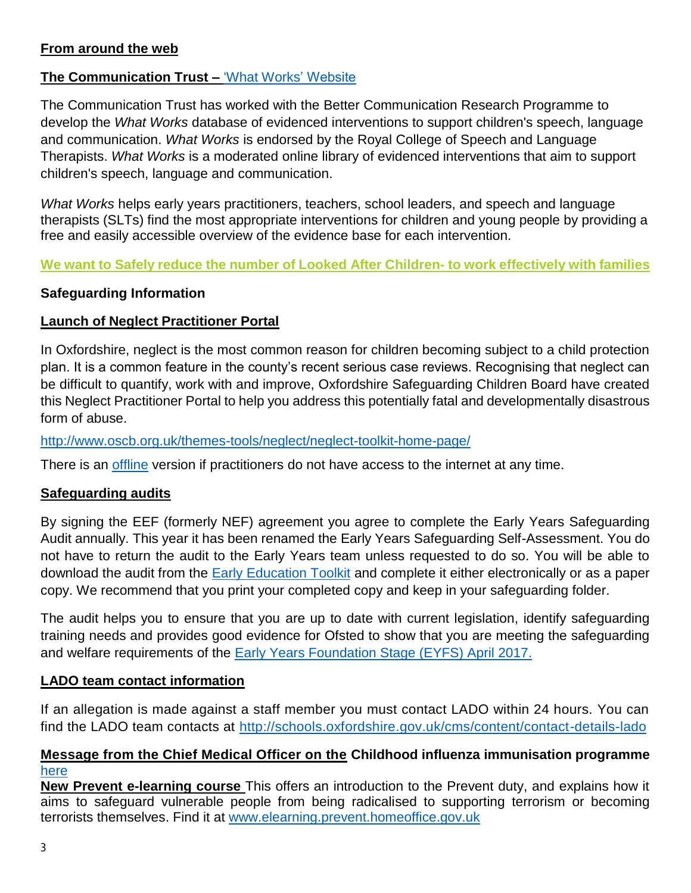**From around the web**

**The Communication Trust –** 'What Works' Website

The Communication Trust has worked with the Better Communication Research Programme to develop the *What Works* database of evidenced interventions to support children's speech, language and communication. *What Works* is endorsed by the Royal College of Speech and Language Therapists. *What Works* is a moderated online library of evidenced interventions that aim to support children's speech, language and communication.

*What Works* helps early years practitioners, teachers, school leaders, and speech and language therapists (SLTs) find the most appropriate interventions for children and young people by providing a free and easily accessible overview of the evidence base for each intervention.

**We want to Safely reduce the number of Looked After Children- to work effectively with families**

**Safeguarding Information**

**Launch of Neglect Practitioner Portal**

In Oxfordshire, neglect is the most common reason for children becoming subject to a child protection plan. It is a common feature in the county's recent serious case reviews. Recognising that neglect can be difficult to quantify, work with and improve, Oxfordshire Safeguarding Children Board have created this Neglect Practitioner Portal to help you address this potentially fatal and developmentally disastrous form of abuse.

http://www.oscb.org.uk/themes-tools/neglect/neglect-toolkit-home-page/

There is an offline version if practitioners do not have access to the internet at any time.

**Safeguarding audits**

By signing the EEF (formerly NEF) agreement you agree to complete the Early Years Safeguarding Audit annually. This year it has been renamed the Early Years Safeguarding Self-Assessment. You do not have to return the audit to the Early Years team unless requested to do so. You will be able to download the audit from the Early Education Toolkit and complete it either electronically or as a paper copy. We recommend that you print your completed copy and keep in your safeguarding folder.

The audit helps you to ensure that you are up to date with current legislation, identify safeguarding training needs and provides good evidence for Ofsted to show that you are meeting the safeguarding and welfare requirements of the Early Years Foundation Stage (EYFS) April 2017.

**LADO team contact information**

If an allegation is made against a staff member you must contact LADO within 24 hours. You can find the LADO team contacts at http://schools.oxfordshire.gov.uk/cms/content/contact-details-lado

**Message from the Chief Medical Officer on the Childhood influenza immunisation programme** here

**New Prevent e-learning course** This offers an introduction to the Prevent duty, and explains how it aims to safeguard vulnerable people from being radicalised to supporting terrorism or becoming terrorists themselves. Find it at www.elearning.prevent.homeoffice.gov.uk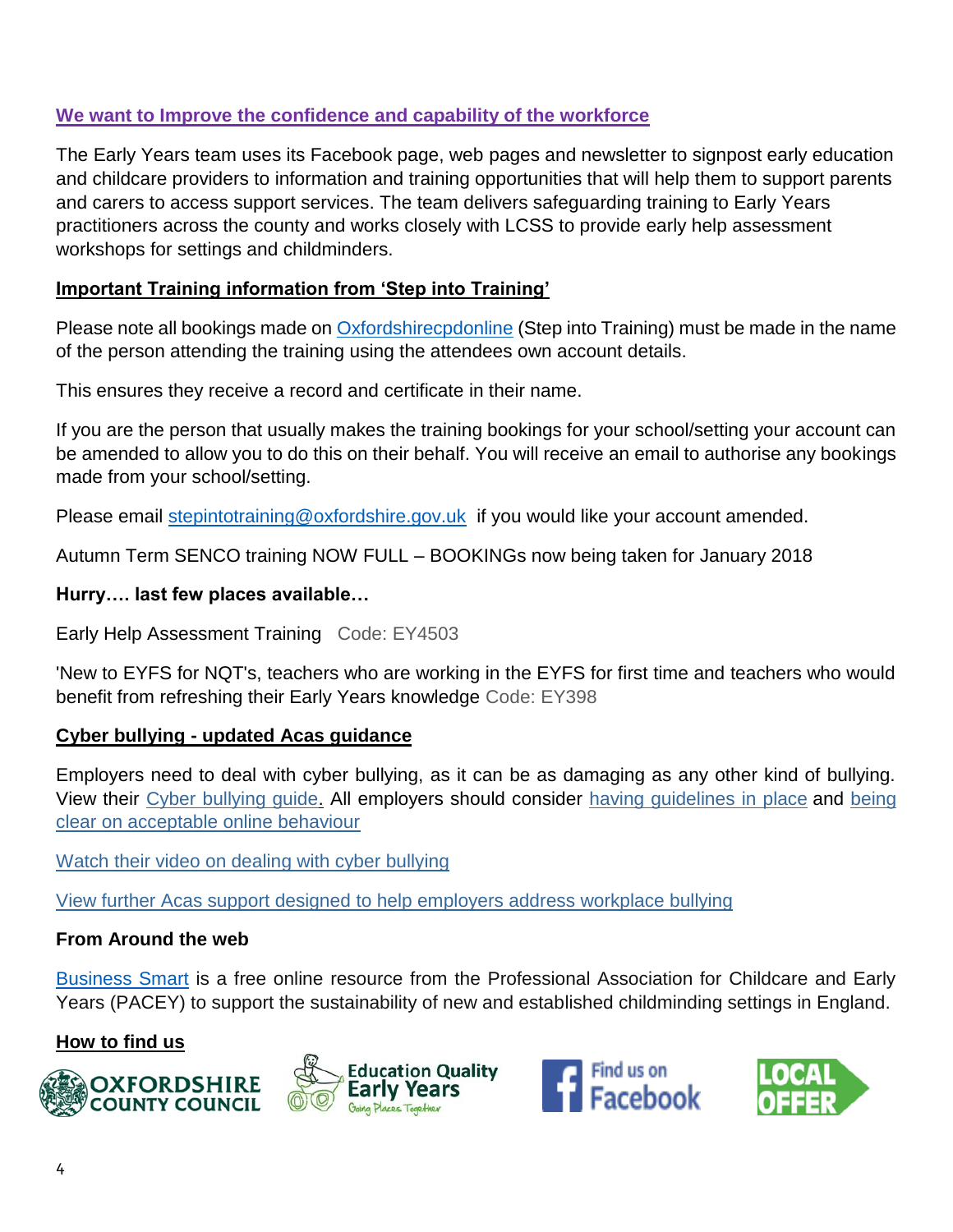## We want to Improve the confidence and capability of the workforce

The Early Years team uses its Facebook page, web pages and newsletter to signpost early education and childcare providers to information and training opportunities that will help them to support parents and carers to access support services. The team delivers safeguarding training to Early Years practitioners across the county and works closely with LCSS to provide early help assessment workshops for settings and childminders.

### Important Training information from 'Step into Training'

Please note all bookings made on Oxfordshirecpdonline (Step into Training) must be made in the name of the person attending the training using the attendees own account details.

This ensures they receive a record and certificate in their name.

If you are the person that usually makes the training bookings for your school/setting your account can be amended to allow you to do this on their behalf. You will receive an email to authorise any bookings made from your school/setting.

Please email stepintotraining@oxfordshire.gov.uk if you would like your account amended.

Autumn Term SENCO training NOW FULL – BOOKINGs now being taken for January 2018

**Hurry…. last few places available…**

Early Help Assessment Training Code: EY4503

'New to EYFS for NQT's, teachers who are working in the EYFS for first time and teachers who would benefit from refreshing their Early Years knowledge Code: EY398

### Cyber bullying - updated Acas guidance

Employers need to deal with cyber bullying, as it can be as damaging as any other kind of bullying. View their Cyber bullying guide. All employers should consider having guidelines in place and being clear on acceptable online behaviour

Watch their video on dealing with cyber bullying

View further Acas support designed to help employers address workplace bullying

**From Around the web**

Business Smart is a free online resource from the Professional Association for Childcare and Early Years (PACEY) to support the sustainability of new and established childminding settings in England.

### How to find us

OXFORDSHIRE COUNTY COUNCIL

Education Quality Early Years Going Places Together

Find us on Facebook

LOCAL OFFER